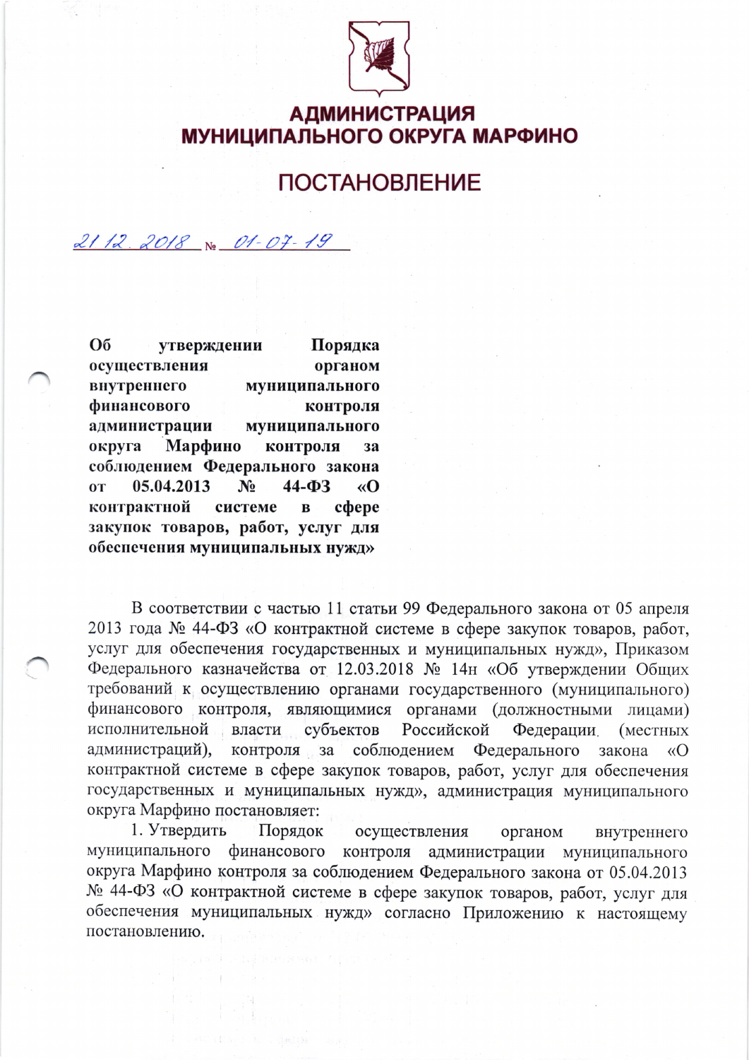# АДМИНИСТРАЦИЯ МУНИЦИПАЛЬНОГО ОКРУГА МАРФИНО

## ПОСТАНОВЛЕНИЕ

21.12.2018 № 01-07-19

**Об утверждении Порядка осуществления органом внутреннего муниципального финансового контроля администрации муниципального округа Марфино контроля за соблюдением Федерального закона от 05.04.2013 № 44-ФЗ «О контрактной системе в сфере закупок товаров, работ, услуг для обеспечения муниципальных нужд»**

В соответствии с частью 11 статьи 99 Федерального закона от 05 апреля 2013 года № 44-ФЗ «О контрактной системе в сфере закупок товаров, работ, услуг для обеспечения государственных и муниципальных нужд», Приказом Федерального казначейства от 12.03.2018 № 14н «Об утверждении Общих требований к осуществлению органами государственного (муниципального) финансового контроля, являющимися органами (должностными лицами) исполнительной власти субъектов Российской Федерации (местных администраций), контроля за соблюдением Федерального закона «О контрактной системе в сфере закупок товаров, работ, услуг для обеспечения государственных и муниципальных нужд», администрация муниципального округа Марфино постановляет:

1. Утвердить Порядок осуществления органом внутреннего муниципального финансового контроля администрации муниципального округа Марфино контроля за соблюдением Федерального закона от 05.04.2013 № 44-ФЗ «О контрактной системе в сфере закупок товаров, работ, услуг для обеспечения муниципальных нужд» согласно Приложению к настоящему постановлению.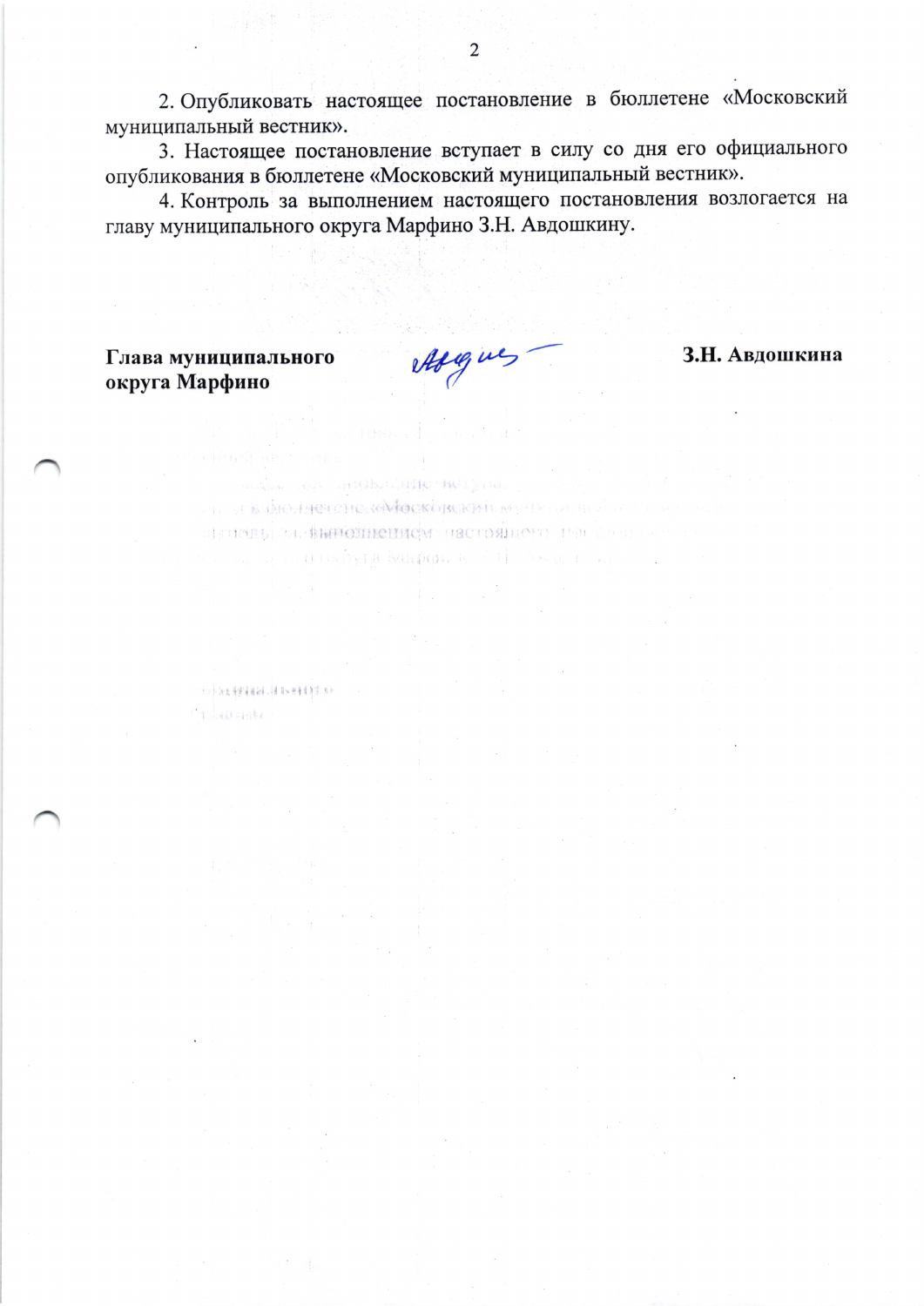2. Опубликовать настоящее постановление в бюллетене «Московский муниципальный вестник».

3. Настоящее постановление вступает в силу со дня его официального опубликования в бюллетене «Московский муниципальный вестник».

4. Контроль за выполнением настоящего постановления возлогается на главу муниципального округа Марфино З.Н. Авдошкину.

**Глава муниципального округа Марфино** **З.Н. Авдошкина**